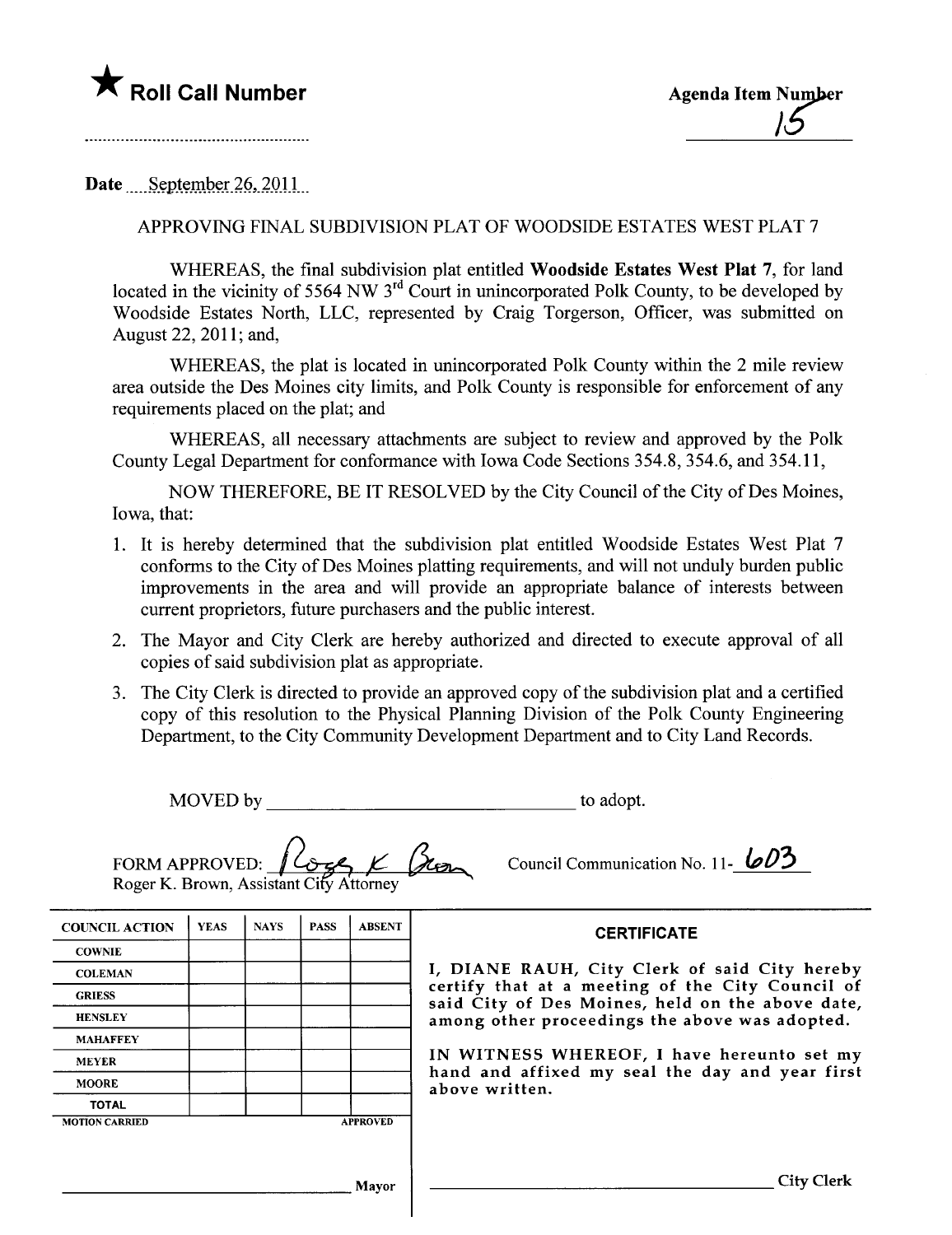★ **Roll Call Number**

**Agenda Item Number** 15

**Date** September 26, 2011

APPROVING FINAL SUBDIVISION PLAT OF WOODSIDE ESTATES WEST PLAT 7

WHEREAS, the final subdivision plat entitled **Woodside Estates West Plat 7**, for land located in the vicinity of 5564 NW 3rd Court in unincorporated Polk County, to be developed by Woodside Estates North, LLC, represented by Craig Torgerson, Officer, was submitted on August 22, 2011; and,

WHEREAS, the plat is located in unincorporated Polk County within the 2 mile review area outside the Des Moines city limits, and Polk County is responsible for enforcement of any requirements placed on the plat; and

WHEREAS, all necessary attachments are subject to review and approved by the Polk County Legal Department for conformance with Iowa Code Sections 354.8, 354.6, and 354.11,

NOW THEREFORE, BE IT RESOLVED by the City Council of the City of Des Moines, Iowa, that:

1. It is hereby determined that the subdivision plat entitled Woodside Estates West Plat 7 conforms to the City of Des Moines platting requirements, and will not unduly burden public improvements in the area and will provide an appropriate balance of interests between current proprietors, future purchasers and the public interest.
2. The Mayor and City Clerk are hereby authorized and directed to execute approval of all copies of said subdivision plat as appropriate.
3. The City Clerk is directed to provide an approved copy of the subdivision plat and a certified copy of this resolution to the Physical Planning Division of the Polk County Engineering Department, to the City Community Development Department and to City Land Records.

MOVED by ______________________________ to adopt.

FORM APPROVED: Roger K. Brown
Roger K. Brown, Assistant City Attorney

Council Communication No. 11-603

| COUNCIL ACTION | YEAS | NAYS | PASS | ABSENT |
|---|---|---|---|---|
| COWNIE | | | | |
| COLEMAN | | | | |
| GRIESS | | | | |
| HENSLEY | | | | |
| MAHAFFEY | | | | |
| MEYER | | | | |
| MOORE | | | | |
| TOTAL | | | | |
| MOTION CARRIED | | | | APPROVED |

______________________________ Mayor

**CERTIFICATE**

I, DIANE RAUH, City Clerk of said City hereby certify that at a meeting of the City Council of said City of Des Moines, held on the above date, among other proceedings the above was adopted.

IN WITNESS WHEREOF, I have hereunto set my hand and affixed my seal the day and year first above written.

______________________________ City Clerk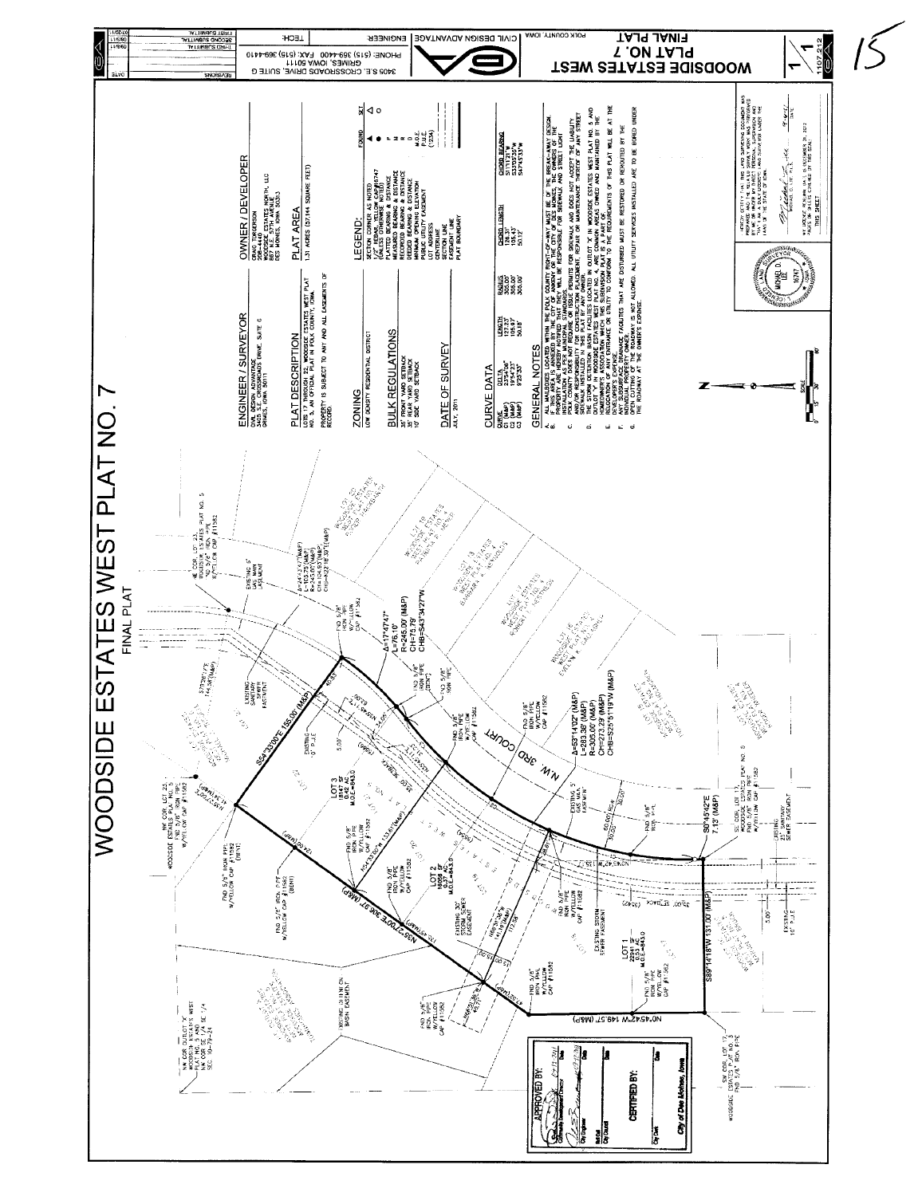# WOODSIDE ESTATES WEST PLAT NO. 7

FINAL PLAT

## ENGINEER / SURVEYOR

CIVIL DESIGN ADVANTAGE
3405 S.E. CROSSROADS DRIVE, SUITE G
GRIMES, IOWA 50111

## OWNER / DEVELOPER

CRAIG TORGERSON
208-4440
WOODSIDE ESTATES NORTH, LLC
867 N.E. 57TH AVENUE
DES MOINES, IOWA 50313

## PLAT DESCRIPTION

LOTS 17 THROUGH 22, WOODSIDE ESTATES WEST PLAT NO. 5, AN OFFICIAL PLAT IN POLK COUNTY, IOWA.

PROPERTY IS SUBJECT TO ANY AND ALL EASEMENTS OF RECORD.

## PLAT AREA

1.31 ACRES (57,144 SQUARE FEET)

## ZONING

LOW DENSITY RESIDENTIAL DISTRICT

## BULK REGULATIONS

35' FRONT YARD SETBACK
35' REAR YARD SETBACK
10' SIDE YARD SETBACK

## DATE OF SURVEY

JULY, 2011

## LEGEND:

| | FOUND | SET |
|---|---|---|
| SECTION CORNER AS NOTED | | |
| 1/2" REBAR, YELLOW CAP #16747 (UNLESS OTHERWISE NOTED) | | |
| PLATTED BEARING & DISTANCE | P | |
| MEASURED BEARING & DISTANCE | M | |
| RECORDED BEARING & DISTANCE | R | |
| DEEDED BEARING & DISTANCE | D | |
| MINIMUM OPENING ELEVATION | M.O.E. | |
| PUBLIC UTILITY EASEMENT | P.U.E. | |
| LOT ADDRESS | (1234) | |
| CENTERLINE | | |
| SECTION LINE | | |
| EASEMENT LINE | | |
| PLAT BOUNDARY | | |

## CURVE DATA

| CURVE | DELTA | LENGTH | RADIUS | CHORD LENGTH | CHORD BEARING |
|---|---|---|---|---|---|
| C1 (M&P) | 23°54'08" | 127.27' | 305.00' | 126.35' | S11°11'21"W |
| C2 (M&P) | 19°54'23" | 105.97' | 305.00' | 105.43' | S33°05'35"W |
| C3 (M&P) | 9°23'33" | 50.18' | 305.00' | 50.12' | S47°45'33"W |

## GENERAL NOTES

A. ALL MAILBOXES LOCATED WITHIN THE POLK COUNTY RIGHT-OF-WAY MUST BE OF THE BREAK-AWAY DESIGN.
B. IF THIS AREA IS ANNEXED BY THE CITY OF ANKENY OR THE CITY OF DES MOINES, THE OWNERS OF THE PROPERTY ARE HEREBY NOTIFIED THAT THEY WILL BE RESPONSIBLE FOR SIDEWALK AND STREET LIGHT INSTALLATION AS PER MUNICIPAL STANDARDS.
C. POLK COUNTY DOES NOT REQUIRE OR ISSUE PERMITS FOR SIDEWALK AND DOES NOT ACCEPT THE LIABILITY AND/OR RESPONSIBILITY FOR CONSTRUCTION PLACEMENT, REPAIR OR MAINTENANCE THEREOF OF ANY STREET SIDEWALK INSTALLED IN THIS PLAT BY ANY OWNER.
D. THE STORM DETENTION BASIN FACILITIES LOCATED IN OUTLOT 'X' IN WOODSIDE ESTATES WEST PLAT NO. 5, AND OUTLOT 'Y' IN WOODSIDE ESTATES WEST PLAT NO. 4, ARE COMMON AREAS OWNED AND MAINTAINED BY THE HOMEOWNERS ASSOCIATION WHICH THIS SUBDIVISION PLAT IS A PART OF.
E. RELOCATION OF ANY ENTRANCE OR UTILITY TO CONFORM TO THE REQUIREMENTS OF THIS PLAT WILL BE AT THE DEVELOPERS EXPENSE.
F. ANY SUBSURFACE DRAINAGE FACILITIES THAT ARE DISTURBED MUST BE RESTORED OR REROUTED BY THE DEVELOPER/PROPERTY OWNER.
G. OPEN CUTTING OF THE ROADWAY IS NOT ALLOWED. ALL UTILITY SERVICES INSTALLED ARE TO BE BORED UNDER THE ROADWAY AT THE OWNER'S EXPENSE.

I HEREBY CERTIFY THAT THIS LAND SURVEYING DOCUMENT WAS PREPARED AND THE RELATED SURVEY WORK WAS PERFORMED BY ME OR UNDER MY DIRECT PERSONAL SUPERVISION AND THAT I AM A DULY LICENSED LAND SURVEYOR UNDER THE LAWS OF THE STATE OF IOWA.

MICHAEL D. LEE 16747 — DATE 9-9-11

MY LICENSE RENEWAL DATE IS DECEMBER 31, 2012
PAGES OR SHEETS COVERED BY THIS SEAL:
THIS SHEET

## APPROVED BY:

Community Development Director — Date
City Engineer — Date

## CERTIFIED BY:

City Clerk — Date

City of Des Moines, Iowa

LOT 1 — 22994 SF — 0.53 AC — M.O.E.=843.0
LOT 2 — 18058 SF — 0.41 AC — M.O.E.=843.0
LOT 3 — 18147 SF — 0.42 AC — M.O.E.=843.0

N.W. 3RD COURT

S54°35'00"E 155.06' (M&P)
N35°27'00"E 306.97' (M&P)
N0°45'42"W 148.57' (M&P)
S89°14'18"W 131.00' (M&P)
S0°45'42"E 7.13' (M&P)

Δ=17°47'47"
L=76.10'
R=245.00' (M&P)
CH=75.79'
CHB=S43°34'27"W

Δ=53°14'02" (M&P)
L=283.38' (M&P)
R=305.00' (M&P)
CH=273.29' (M&P)
CHB=S25°15'19"W (M&P)

Δ=24°34'47"(M&P)
L=105.75'(M&P)
R=245.00'(M&P)
CH=104.93'(M&P)
CHB=N22°18'30"E(M&P)

NE COR. LOT 22, WOODSIDE ESTATES PLAT NO. 5 FND 5/8" IRON PIPE W/YELLOW CAP #11582
NW COR. LOT 22, WOODSIDE ESTATES PLAT NO. 5 FND 5/8" IRON PIPE W/YELLOW CAP #11582
NW COR. OUTLOT 'X' WOODSIDE ESTATES WEST PLAT NO. 5 AND NW COR. SE 1/4 SE 1/4 SEC. 10-79-24
SE COR. LOT 17, WOODSIDE ESTATES PLAT NO. 5 FND 5/8" IRON PIPE W/YELLOW CAP #11582
SW COR. LOT 17, WOODSIDE ESTATES PLAT NO. 5 FND 5/8" IRON PIPE

EXISTING SANITARY SEWER EASEMENT
EXISTING 30' STORM SEWER EASEMENT
EXISTING DETENTION BASIN EASEMENT
EXISTING STORM SEWER EASEMENT
EXISTING 5' EASEMENT
EXISTING 10' P.U.E.
35.00' SETBACK

SCALE 0 15 30 60

## WOODSIDE ESTATES WEST PLAT NO. 7 FINAL PLAT

POLK COUNTY, IOWA

CIVIL DESIGN ADVANTAGE
3405 S.E. CROSSROADS DRIVE, SUITE G
GRIMES, IOWA 50111
PHONE: (515) 369-4400 FAX: (515) 369-4410

ENGINEER: TECH:

| REVISIONS | DATE |
|---|---|
| THIRD SUBMITTAL | 09/8/11 |
| SECOND SUBMITTAL | 08/9/11 |
| FIRST SUBMITTAL | 07/22/11 |

1/1 — 1107.212